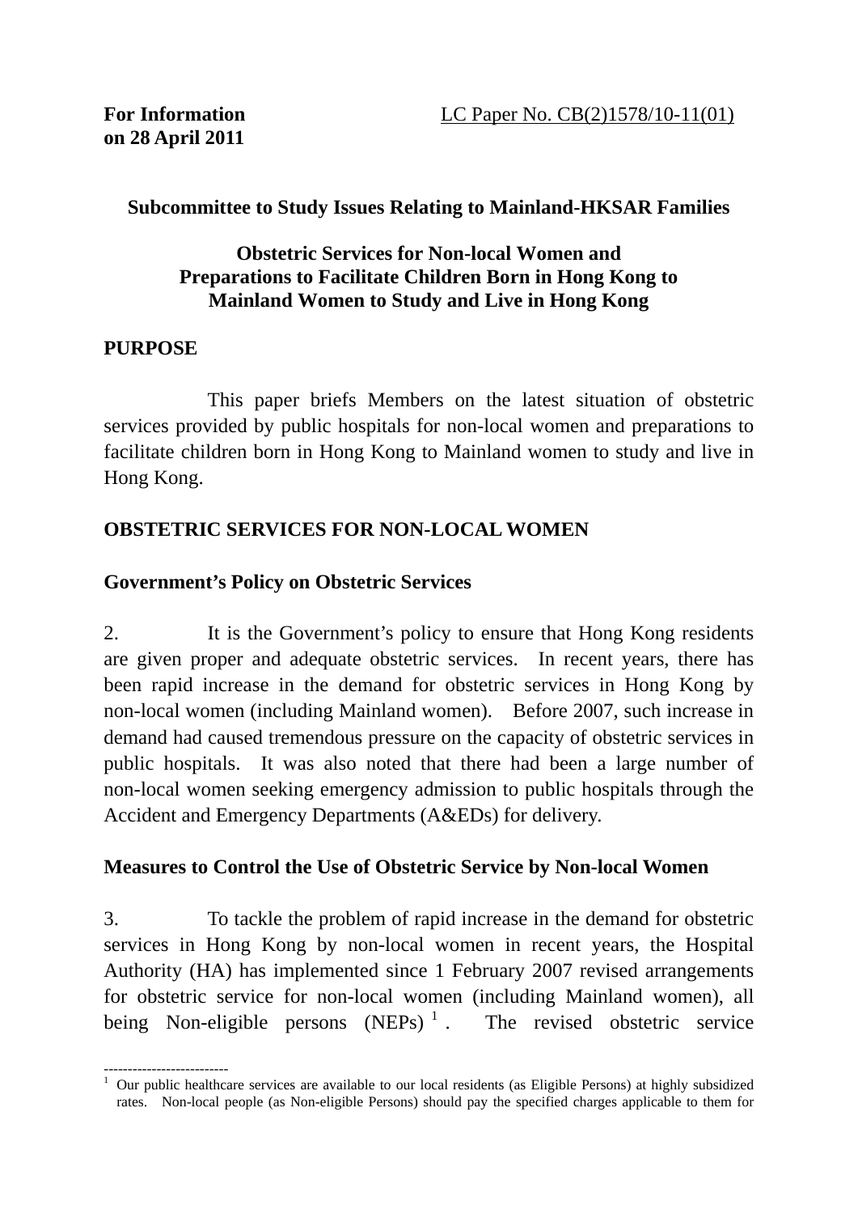**For Information on 28 April 2011**

LC Paper No. CB(2)1578/10-11(01)

**Subcommittee to Study Issues Relating to Mainland-HKSAR Families**

**Obstetric Services for Non-local Women and Preparations to Facilitate Children Born in Hong Kong to Mainland Women to Study and Live in Hong Kong**

## PURPOSE

This paper briefs Members on the latest situation of obstetric services provided by public hospitals for non-local women and preparations to facilitate children born in Hong Kong to Mainland women to study and live in Hong Kong.

## OBSTETRIC SERVICES FOR NON-LOCAL WOMEN

### Government's Policy on Obstetric Services

2. It is the Government's policy to ensure that Hong Kong residents are given proper and adequate obstetric services. In recent years, there has been rapid increase in the demand for obstetric services in Hong Kong by non-local women (including Mainland women). Before 2007, such increase in demand had caused tremendous pressure on the capacity of obstetric services in public hospitals. It was also noted that there had been a large number of non-local women seeking emergency admission to public hospitals through the Accident and Emergency Departments (A&EDs) for delivery.

### Measures to Control the Use of Obstetric Service by Non-local Women

3. To tackle the problem of rapid increase in the demand for obstetric services in Hong Kong by non-local women in recent years, the Hospital Authority (HA) has implemented since 1 February 2007 revised arrangements for obstetric service for non-local women (including Mainland women), all being Non-eligible persons (NEPs)[1]. The revised obstetric service

---

[1] Our public healthcare services are available to our local residents (as Eligible Persons) at highly subsidized rates. Non-local people (as Non-eligible Persons) should pay the specified charges applicable to them for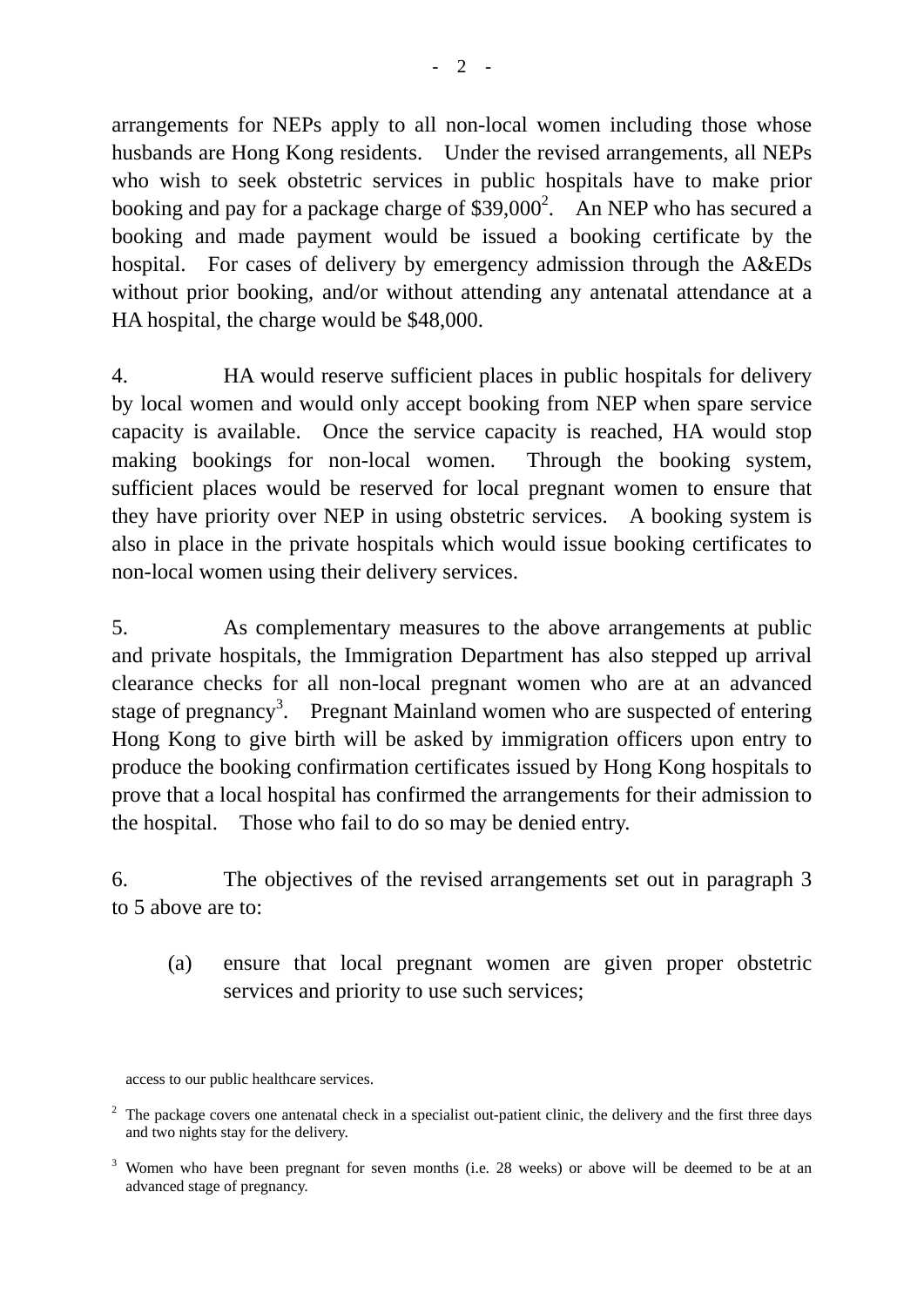arrangements for NEPs apply to all non-local women including those whose husbands are Hong Kong residents. Under the revised arrangements, all NEPs who wish to seek obstetric services in public hospitals have to make prior booking and pay for a package charge of $39,000[2]. An NEP who has secured a booking and made payment would be issued a booking certificate by the hospital. For cases of delivery by emergency admission through the A&EDs without prior booking, and/or without attending any antenatal attendance at a HA hospital, the charge would be $48,000.

4. HA would reserve sufficient places in public hospitals for delivery by local women and would only accept booking from NEP when spare service capacity is available. Once the service capacity is reached, HA would stop making bookings for non-local women. Through the booking system, sufficient places would be reserved for local pregnant women to ensure that they have priority over NEP in using obstetric services. A booking system is also in place in the private hospitals which would issue booking certificates to non-local women using their delivery services.

5. As complementary measures to the above arrangements at public and private hospitals, the Immigration Department has also stepped up arrival clearance checks for all non-local pregnant women who are at an advanced stage of pregnancy[3]. Pregnant Mainland women who are suspected of entering Hong Kong to give birth will be asked by immigration officers upon entry to produce the booking confirmation certificates issued by Hong Kong hospitals to prove that a local hospital has confirmed the arrangements for their admission to the hospital. Those who fail to do so may be denied entry.

6. The objectives of the revised arrangements set out in paragraph 3 to 5 above are to:

(a) ensure that local pregnant women are given proper obstetric services and priority to use such services;

---

access to our public healthcare services.

[2] The package covers one antenatal check in a specialist out-patient clinic, the delivery and the first three days and two nights stay for the delivery.

[3] Women who have been pregnant for seven months (i.e. 28 weeks) or above will be deemed to be at an advanced stage of pregnancy.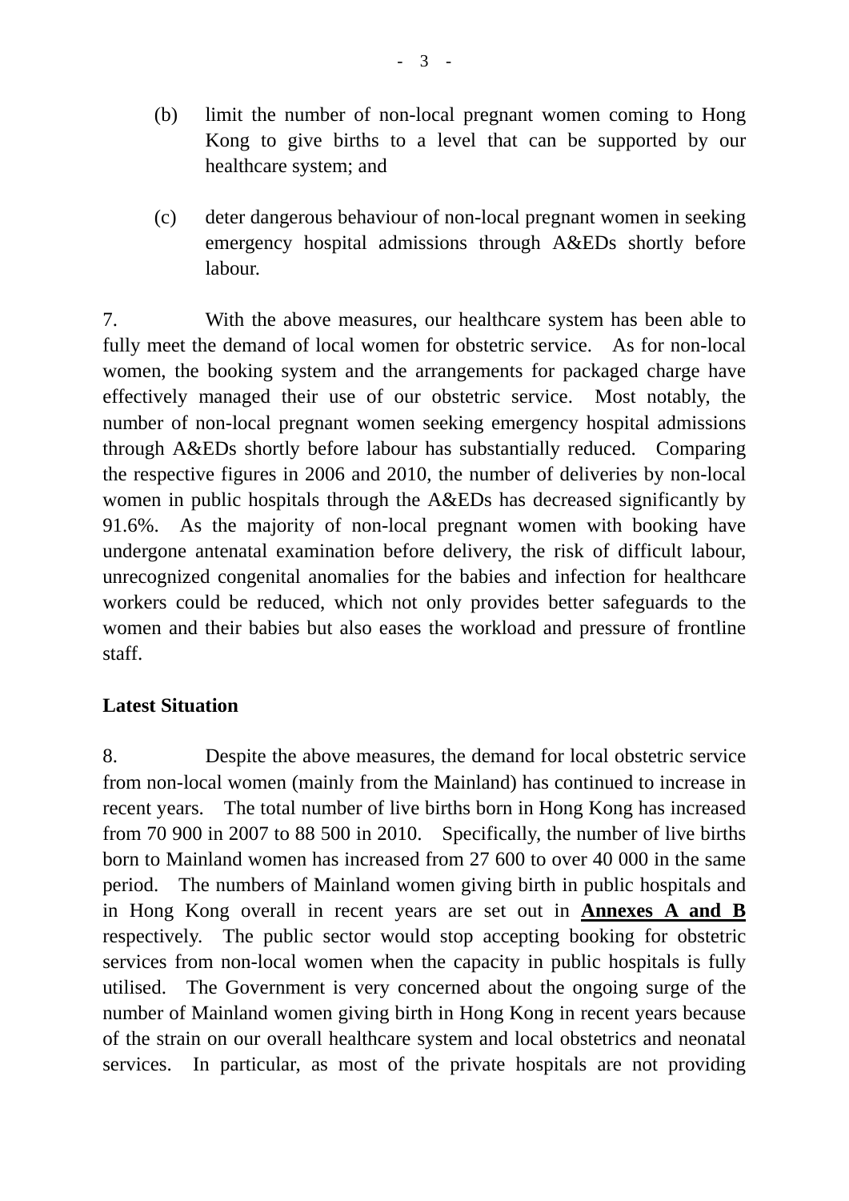(b) limit the number of non-local pregnant women coming to Hong Kong to give births to a level that can be supported by our healthcare system; and

(c) deter dangerous behaviour of non-local pregnant women in seeking emergency hospital admissions through A&EDs shortly before labour.

7. With the above measures, our healthcare system has been able to fully meet the demand of local women for obstetric service. As for non-local women, the booking system and the arrangements for packaged charge have effectively managed their use of our obstetric service. Most notably, the number of non-local pregnant women seeking emergency hospital admissions through A&EDs shortly before labour has substantially reduced. Comparing the respective figures in 2006 and 2010, the number of deliveries by non-local women in public hospitals through the A&EDs has decreased significantly by 91.6%. As the majority of non-local pregnant women with booking have undergone antenatal examination before delivery, the risk of difficult labour, unrecognized congenital anomalies for the babies and infection for healthcare workers could be reduced, which not only provides better safeguards to the women and their babies but also eases the workload and pressure of frontline staff.

**Latest Situation**

8. Despite the above measures, the demand for local obstetric service from non-local women (mainly from the Mainland) has continued to increase in recent years. The total number of live births born in Hong Kong has increased from 70 900 in 2007 to 88 500 in 2010. Specifically, the number of live births born to Mainland women has increased from 27 600 to over 40 000 in the same period. The numbers of Mainland women giving birth in public hospitals and in Hong Kong overall in recent years are set out in **Annexes A and B** respectively. The public sector would stop accepting booking for obstetric services from non-local women when the capacity in public hospitals is fully utilised. The Government is very concerned about the ongoing surge of the number of Mainland women giving birth in Hong Kong in recent years because of the strain on our overall healthcare system and local obstetrics and neonatal services. In particular, as most of the private hospitals are not providing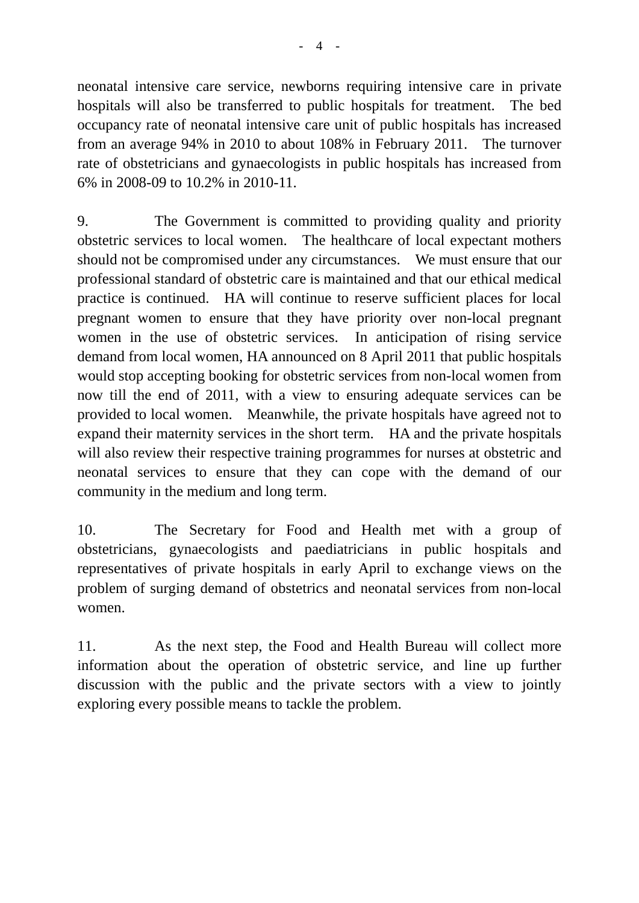neonatal intensive care service, newborns requiring intensive care in private hospitals will also be transferred to public hospitals for treatment. The bed occupancy rate of neonatal intensive care unit of public hospitals has increased from an average 94% in 2010 to about 108% in February 2011. The turnover rate of obstetricians and gynaecologists in public hospitals has increased from 6% in 2008-09 to 10.2% in 2010-11.

9. The Government is committed to providing quality and priority obstetric services to local women. The healthcare of local expectant mothers should not be compromised under any circumstances. We must ensure that our professional standard of obstetric care is maintained and that our ethical medical practice is continued. HA will continue to reserve sufficient places for local pregnant women to ensure that they have priority over non-local pregnant women in the use of obstetric services. In anticipation of rising service demand from local women, HA announced on 8 April 2011 that public hospitals would stop accepting booking for obstetric services from non-local women from now till the end of 2011, with a view to ensuring adequate services can be provided to local women. Meanwhile, the private hospitals have agreed not to expand their maternity services in the short term. HA and the private hospitals will also review their respective training programmes for nurses at obstetric and neonatal services to ensure that they can cope with the demand of our community in the medium and long term.

10. The Secretary for Food and Health met with a group of obstetricians, gynaecologists and paediatricians in public hospitals and representatives of private hospitals in early April to exchange views on the problem of surging demand of obstetrics and neonatal services from non-local women.

11. As the next step, the Food and Health Bureau will collect more information about the operation of obstetric service, and line up further discussion with the public and the private sectors with a view to jointly exploring every possible means to tackle the problem.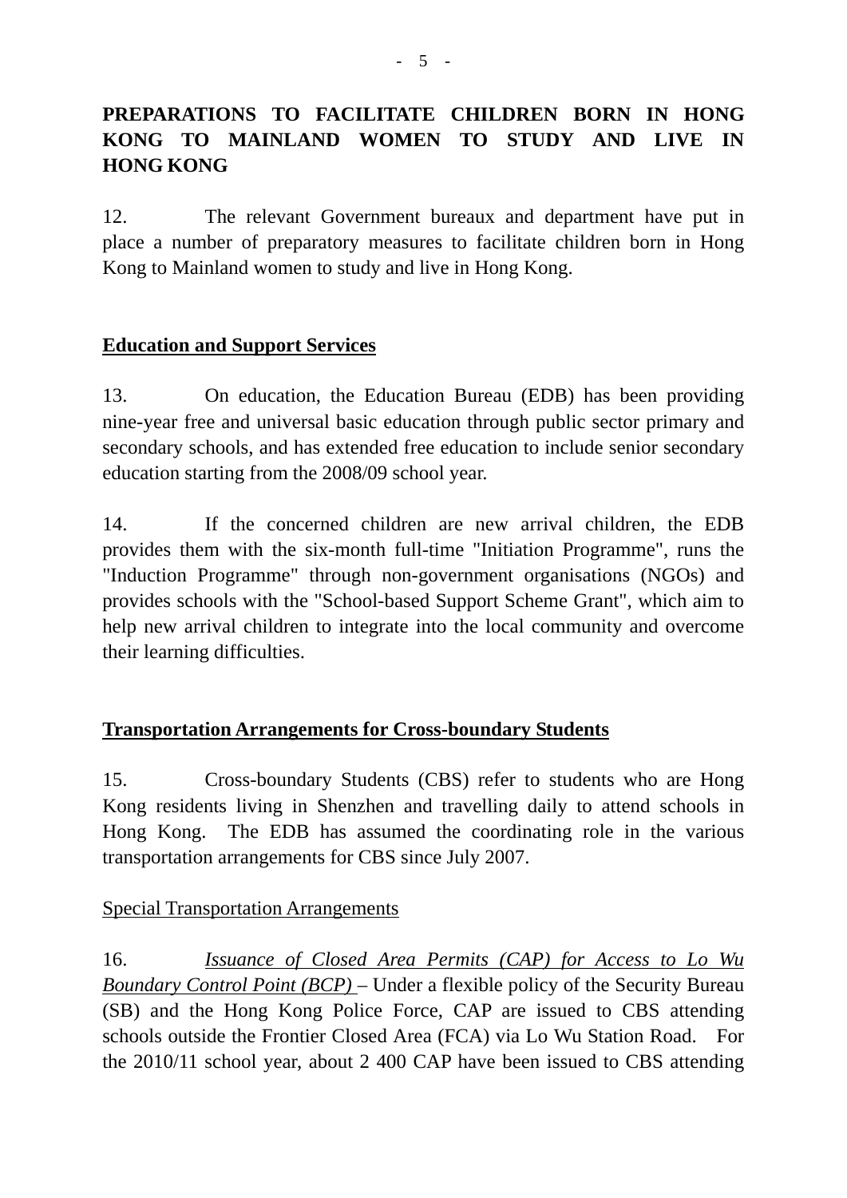**PREPARATIONS TO FACILITATE CHILDREN BORN IN HONG KONG TO MAINLAND WOMEN TO STUDY AND LIVE IN HONG KONG**

12. The relevant Government bureaux and department have put in place a number of preparatory measures to facilitate children born in Hong Kong to Mainland women to study and live in Hong Kong.

**Education and Support Services**

13. On education, the Education Bureau (EDB) has been providing nine-year free and universal basic education through public sector primary and secondary schools, and has extended free education to include senior secondary education starting from the 2008/09 school year.

14. If the concerned children are new arrival children, the EDB provides them with the six-month full-time "Initiation Programme", runs the "Induction Programme" through non-government organisations (NGOs) and provides schools with the "School-based Support Scheme Grant", which aim to help new arrival children to integrate into the local community and overcome their learning difficulties.

**Transportation Arrangements for Cross-boundary Students**

15. Cross-boundary Students (CBS) refer to students who are Hong Kong residents living in Shenzhen and travelling daily to attend schools in Hong Kong. The EDB has assumed the coordinating role in the various transportation arrangements for CBS since July 2007.

Special Transportation Arrangements

16. *Issuance of Closed Area Permits (CAP) for Access to Lo Wu Boundary Control Point (BCP)* – Under a flexible policy of the Security Bureau (SB) and the Hong Kong Police Force, CAP are issued to CBS attending schools outside the Frontier Closed Area (FCA) via Lo Wu Station Road. For the 2010/11 school year, about 2 400 CAP have been issued to CBS attending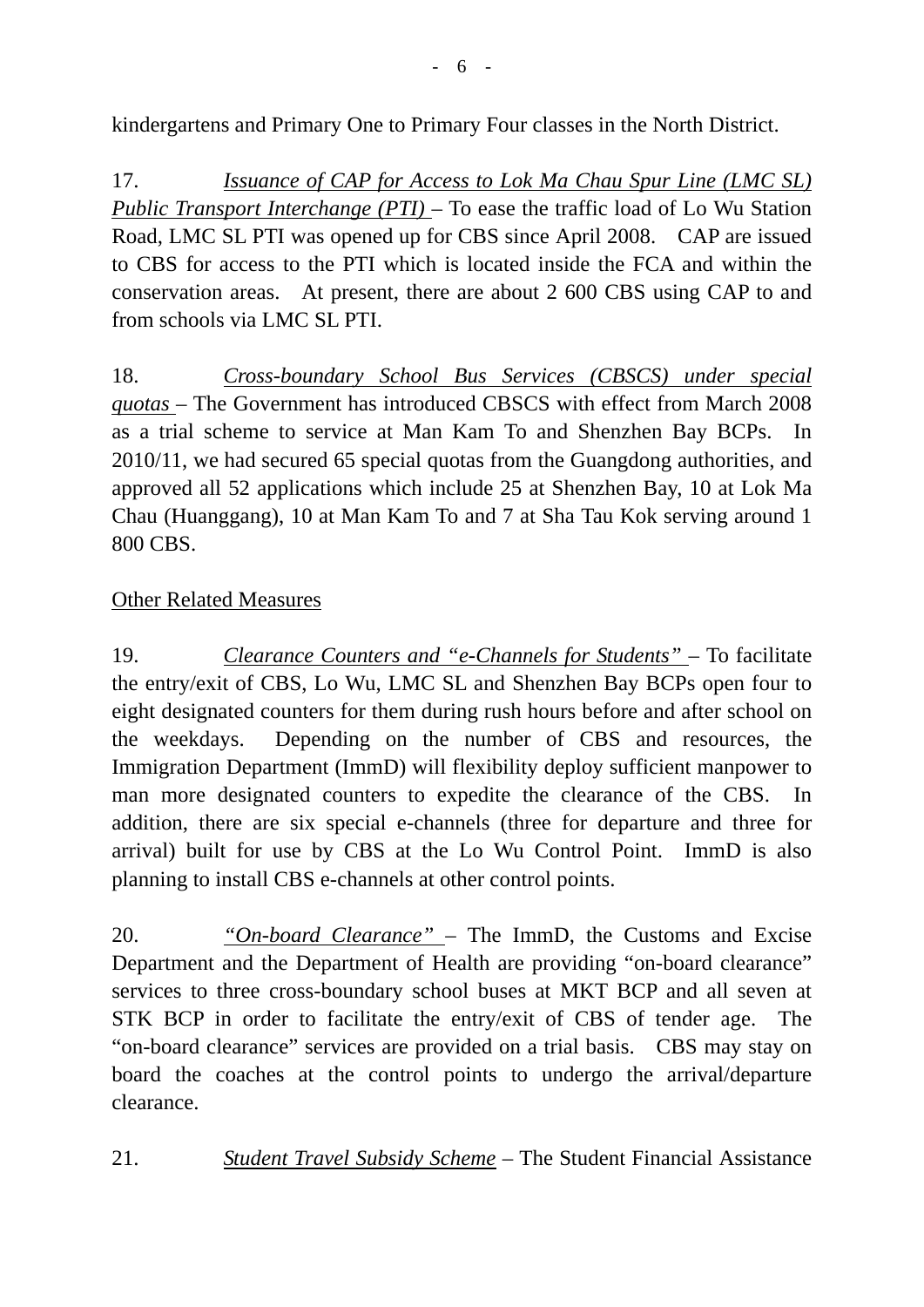kindergartens and Primary One to Primary Four classes in the North District.

17. *Issuance of CAP for Access to Lok Ma Chau Spur Line (LMC SL) Public Transport Interchange (PTI)* – To ease the traffic load of Lo Wu Station Road, LMC SL PTI was opened up for CBS since April 2008. CAP are issued to CBS for access to the PTI which is located inside the FCA and within the conservation areas. At present, there are about 2 600 CBS using CAP to and from schools via LMC SL PTI.

18. *Cross-boundary School Bus Services (CBSCS) under special quotas* – The Government has introduced CBSCS with effect from March 2008 as a trial scheme to service at Man Kam To and Shenzhen Bay BCPs. In 2010/11, we had secured 65 special quotas from the Guangdong authorities, and approved all 52 applications which include 25 at Shenzhen Bay, 10 at Lok Ma Chau (Huanggang), 10 at Man Kam To and 7 at Sha Tau Kok serving around 1 800 CBS.

Other Related Measures

19. *Clearance Counters and "e-Channels for Students"* – To facilitate the entry/exit of CBS, Lo Wu, LMC SL and Shenzhen Bay BCPs open four to eight designated counters for them during rush hours before and after school on the weekdays. Depending on the number of CBS and resources, the Immigration Department (ImmD) will flexibility deploy sufficient manpower to man more designated counters to expedite the clearance of the CBS. In addition, there are six special e-channels (three for departure and three for arrival) built for use by CBS at the Lo Wu Control Point. ImmD is also planning to install CBS e-channels at other control points.

20. *"On-board Clearance"* – The ImmD, the Customs and Excise Department and the Department of Health are providing "on-board clearance" services to three cross-boundary school buses at MKT BCP and all seven at STK BCP in order to facilitate the entry/exit of CBS of tender age. The "on-board clearance" services are provided on a trial basis. CBS may stay on board the coaches at the control points to undergo the arrival/departure clearance.

21. *Student Travel Subsidy Scheme* – The Student Financial Assistance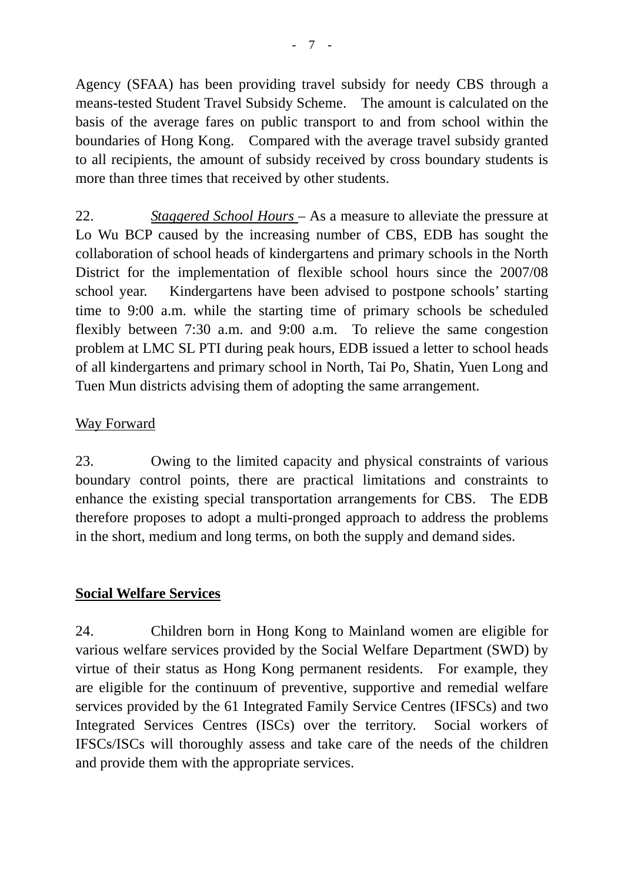Agency (SFAA) has been providing travel subsidy for needy CBS through a means-tested Student Travel Subsidy Scheme. The amount is calculated on the basis of the average fares on public transport to and from school within the boundaries of Hong Kong. Compared with the average travel subsidy granted to all recipients, the amount of subsidy received by cross boundary students is more than three times that received by other students.

22. *Staggered School Hours* – As a measure to alleviate the pressure at Lo Wu BCP caused by the increasing number of CBS, EDB has sought the collaboration of school heads of kindergartens and primary schools in the North District for the implementation of flexible school hours since the 2007/08 school year. Kindergartens have been advised to postpone schools' starting time to 9:00 a.m. while the starting time of primary schools be scheduled flexibly between 7:30 a.m. and 9:00 a.m. To relieve the same congestion problem at LMC SL PTI during peak hours, EDB issued a letter to school heads of all kindergartens and primary school in North, Tai Po, Shatin, Yuen Long and Tuen Mun districts advising them of adopting the same arrangement.

Way Forward

23. Owing to the limited capacity and physical constraints of various boundary control points, there are practical limitations and constraints to enhance the existing special transportation arrangements for CBS. The EDB therefore proposes to adopt a multi-pronged approach to address the problems in the short, medium and long terms, on both the supply and demand sides.

**Social Welfare Services**

24. Children born in Hong Kong to Mainland women are eligible for various welfare services provided by the Social Welfare Department (SWD) by virtue of their status as Hong Kong permanent residents. For example, they are eligible for the continuum of preventive, supportive and remedial welfare services provided by the 61 Integrated Family Service Centres (IFSCs) and two Integrated Services Centres (ISCs) over the territory. Social workers of IFSCs/ISCs will thoroughly assess and take care of the needs of the children and provide them with the appropriate services.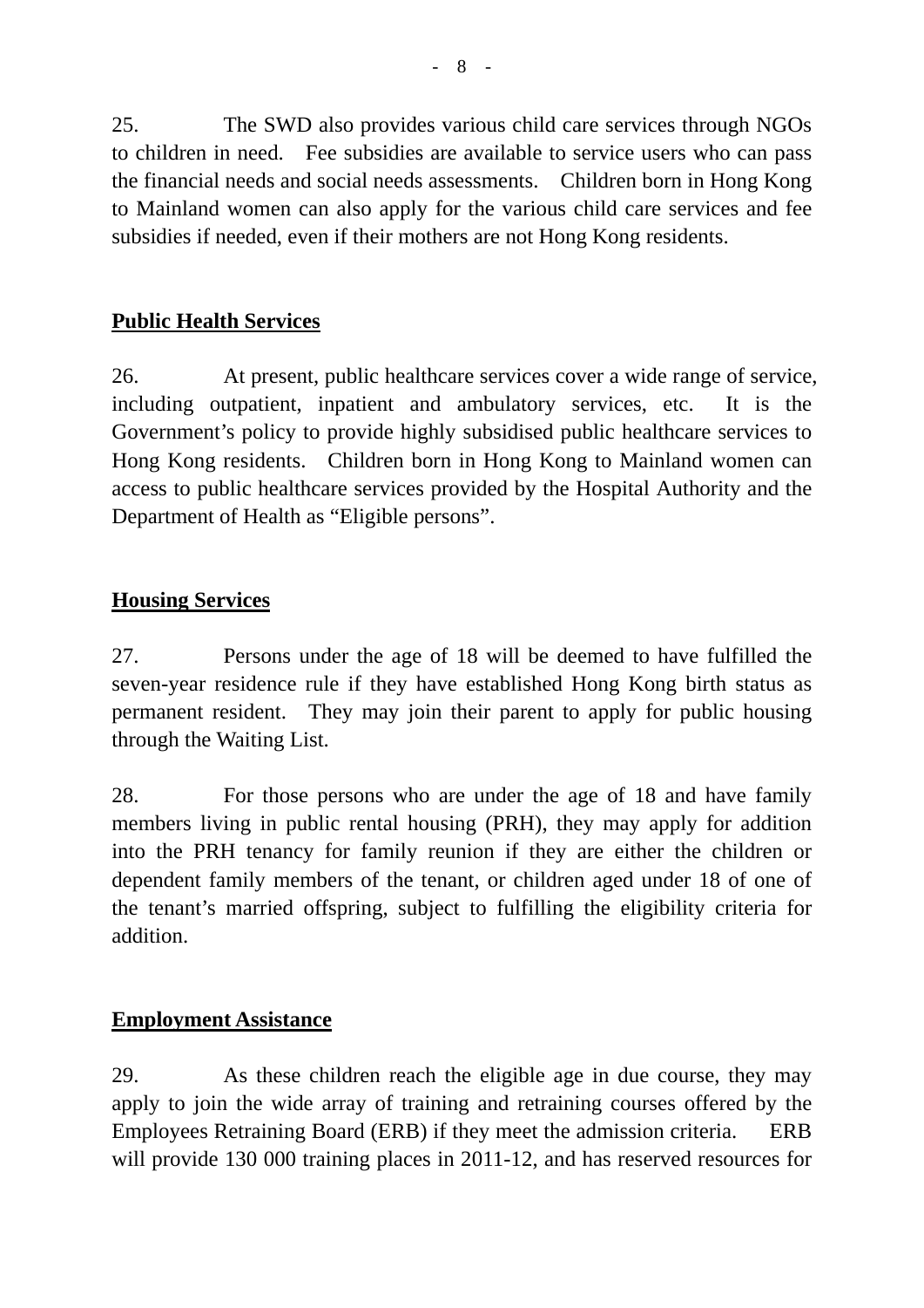25. The SWD also provides various child care services through NGOs to children in need. Fee subsidies are available to service users who can pass the financial needs and social needs assessments. Children born in Hong Kong to Mainland women can also apply for the various child care services and fee subsidies if needed, even if their mothers are not Hong Kong residents.

**Public Health Services**

26. At present, public healthcare services cover a wide range of service, including outpatient, inpatient and ambulatory services, etc. It is the Government's policy to provide highly subsidised public healthcare services to Hong Kong residents. Children born in Hong Kong to Mainland women can access to public healthcare services provided by the Hospital Authority and the Department of Health as "Eligible persons".

**Housing Services**

27. Persons under the age of 18 will be deemed to have fulfilled the seven-year residence rule if they have established Hong Kong birth status as permanent resident. They may join their parent to apply for public housing through the Waiting List.

28. For those persons who are under the age of 18 and have family members living in public rental housing (PRH), they may apply for addition into the PRH tenancy for family reunion if they are either the children or dependent family members of the tenant, or children aged under 18 of one of the tenant's married offspring, subject to fulfilling the eligibility criteria for addition.

**Employment Assistance**

29. As these children reach the eligible age in due course, they may apply to join the wide array of training and retraining courses offered by the Employees Retraining Board (ERB) if they meet the admission criteria. ERB will provide 130 000 training places in 2011-12, and has reserved resources for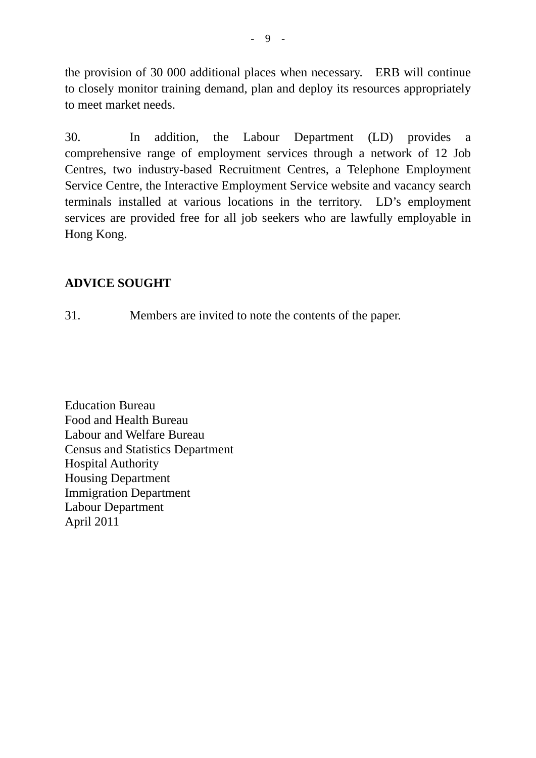the provision of 30 000 additional places when necessary. ERB will continue to closely monitor training demand, plan and deploy its resources appropriately to meet market needs.

30. In addition, the Labour Department (LD) provides a comprehensive range of employment services through a network of 12 Job Centres, two industry-based Recruitment Centres, a Telephone Employment Service Centre, the Interactive Employment Service website and vacancy search terminals installed at various locations in the territory. LD's employment services are provided free for all job seekers who are lawfully employable in Hong Kong.

## ADVICE SOUGHT

31. Members are invited to note the contents of the paper.

Education Bureau
Food and Health Bureau
Labour and Welfare Bureau
Census and Statistics Department
Hospital Authority
Housing Department
Immigration Department
Labour Department
April 2011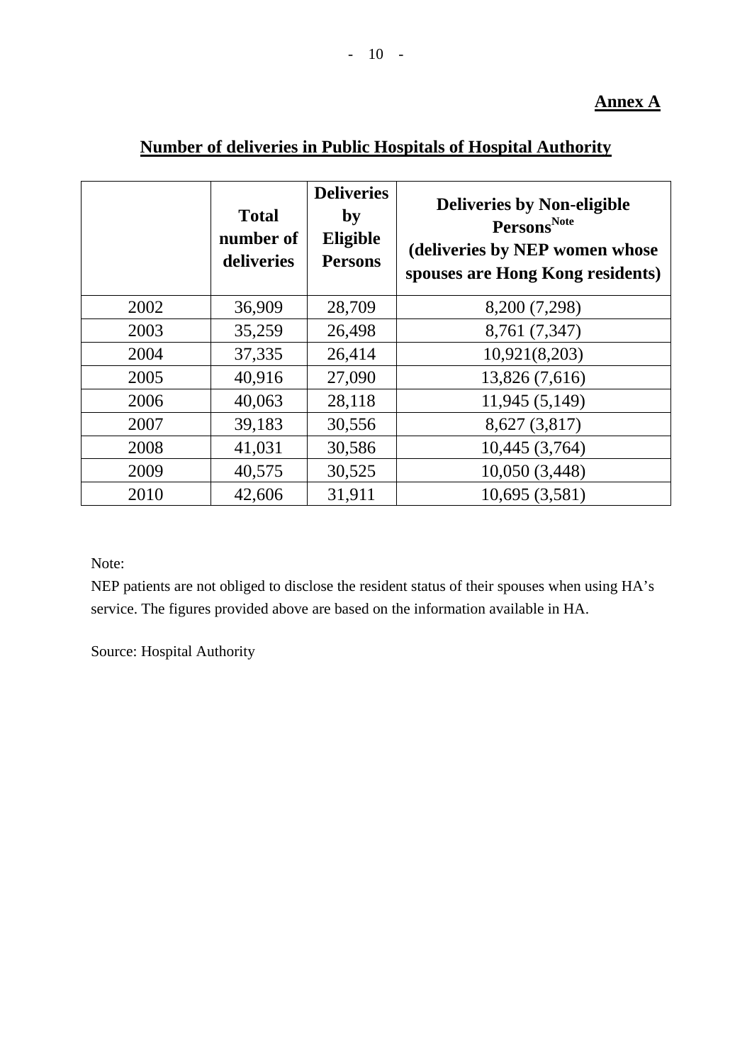**Annex A**

## Number of deliveries in Public Hospitals of Hospital Authority

| | Total number of deliveries | Deliveries by Eligible Persons | Deliveries by Non-eligible Persons[Note] (deliveries by NEP women whose spouses are Hong Kong residents) |
|---|---|---|---|
| 2002 | 36,909 | 28,709 | 8,200 (7,298) |
| 2003 | 35,259 | 26,498 | 8,761 (7,347) |
| 2004 | 37,335 | 26,414 | 10,921(8,203) |
| 2005 | 40,916 | 27,090 | 13,826 (7,616) |
| 2006 | 40,063 | 28,118 | 11,945 (5,149) |
| 2007 | 39,183 | 30,556 | 8,627 (3,817) |
| 2008 | 41,031 | 30,586 | 10,445 (3,764) |
| 2009 | 40,575 | 30,525 | 10,050 (3,448) |
| 2010 | 42,606 | 31,911 | 10,695 (3,581) |

Note:
NEP patients are not obliged to disclose the resident status of their spouses when using HA's service. The figures provided above are based on the information available in HA.

Source: Hospital Authority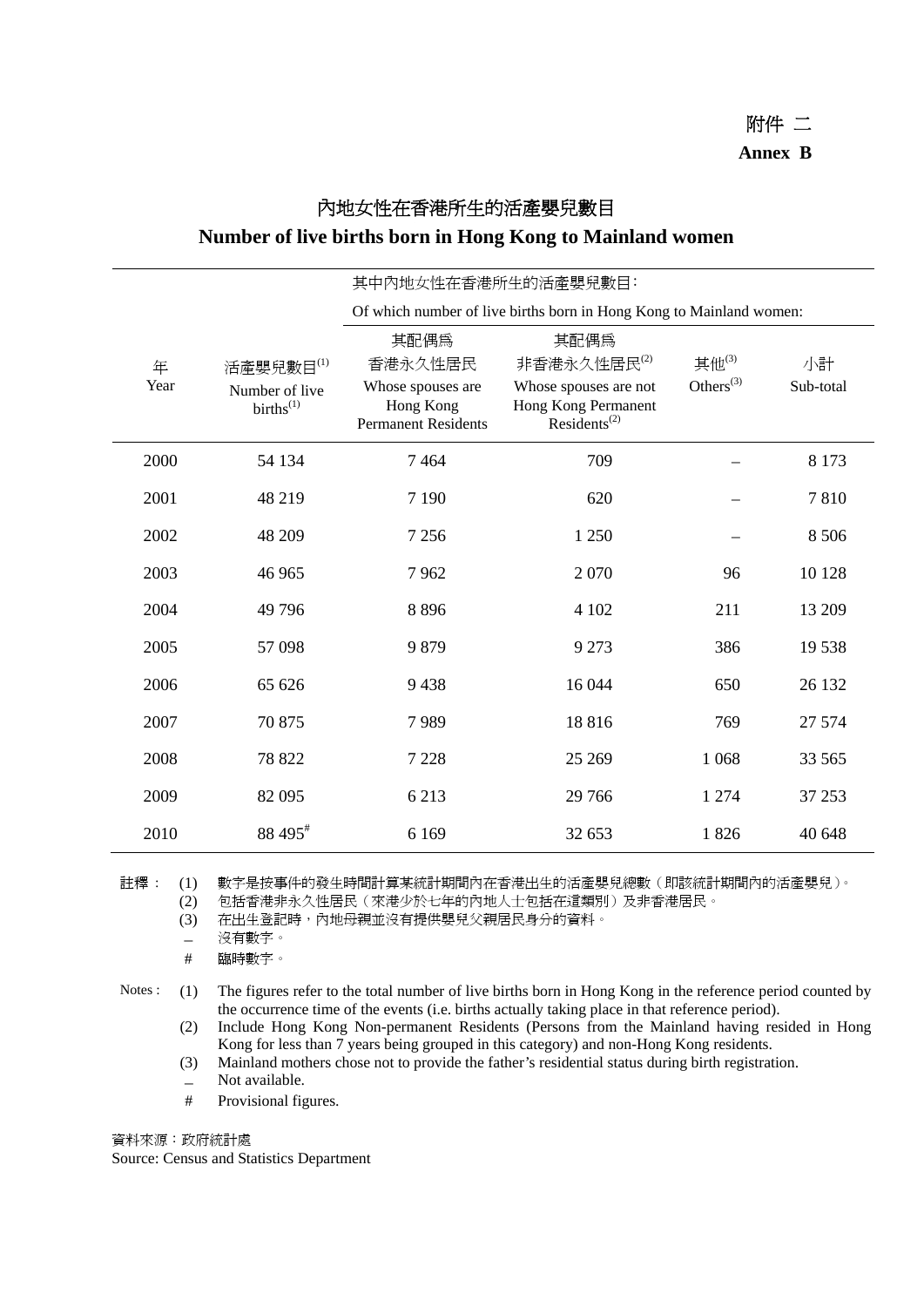附件 二

**Annex B**

## 內地女性在香港所生的活產嬰兒數目
## Number of live births born in Hong Kong to Mainland women

| 年 Year | 活產嬰兒數目[(1)] Number of live births[(1)] | 其中內地女性在香港所生的活產嬰兒數目: Of which number of live births born in Hong Kong to Mainland women: | | | |
|---|---|---|---|---|---|
| | | 其配偶為香港永久性居民 Whose spouses are Hong Kong Permanent Residents | 其配偶為非香港永久性居民[(2)] Whose spouses are not Hong Kong Permanent Residents[(2)] | 其他[(3)] Others[(3)] | 小計 Sub-total |
| 2000 | 54 134 | 7 464 | 709 | – | 8 173 |
| 2001 | 48 219 | 7 190 | 620 | – | 7 810 |
| 2002 | 48 209 | 7 256 | 1 250 | – | 8 506 |
| 2003 | 46 965 | 7 962 | 2 070 | 96 | 10 128 |
| 2004 | 49 796 | 8 896 | 4 102 | 211 | 13 209 |
| 2005 | 57 098 | 9 879 | 9 273 | 386 | 19 538 |
| 2006 | 65 626 | 9 438 | 16 044 | 650 | 26 132 |
| 2007 | 70 875 | 7 989 | 18 816 | 769 | 27 574 |
| 2008 | 78 822 | 7 228 | 25 269 | 1 068 | 33 565 |
| 2009 | 82 095 | 6 213 | 29 766 | 1 274 | 37 253 |
| 2010 | 88 495# | 6 169 | 32 653 | 1 826 | 40 648 |

註釋：
(1) 數字是按事件的發生時間計算某統計期間內在香港出生的活產嬰兒總數（即該統計期間內的活產嬰兒）。
(2) 包括香港非永久性居民（來港少於七年的內地人士包括在這類別）及非香港居民。
(3) 在出生登記時，內地母親並沒有提供嬰兒父親居民身分的資料。
– 沒有數字。
\# 臨時數字。

Notes:
(1) The figures refer to the total number of live births born in Hong Kong in the reference period counted by the occurrence time of the events (i.e. births actually taking place in that reference period).
(2) Include Hong Kong Non-permanent Residents (Persons from the Mainland having resided in Hong Kong for less than 7 years being grouped in this category) and non-Hong Kong residents.
(3) Mainland mothers chose not to provide the father's residential status during birth registration.
– Not available.
\# Provisional figures.

資料來源：政府統計處
Source: Census and Statistics Department